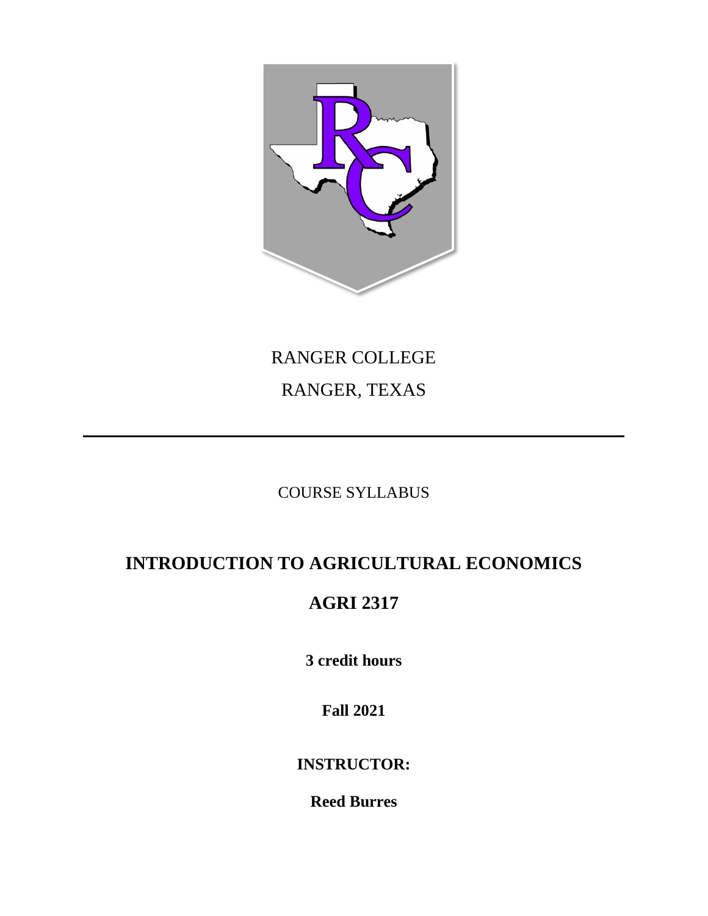RANGER COLLEGE

RANGER, TEXAS

---

COURSE SYLLABUS

# INTRODUCTION TO AGRICULTURAL ECONOMICS

# AGRI 2317

**3 credit hours**

**Fall 2021**

**INSTRUCTOR:**

**Reed Burres**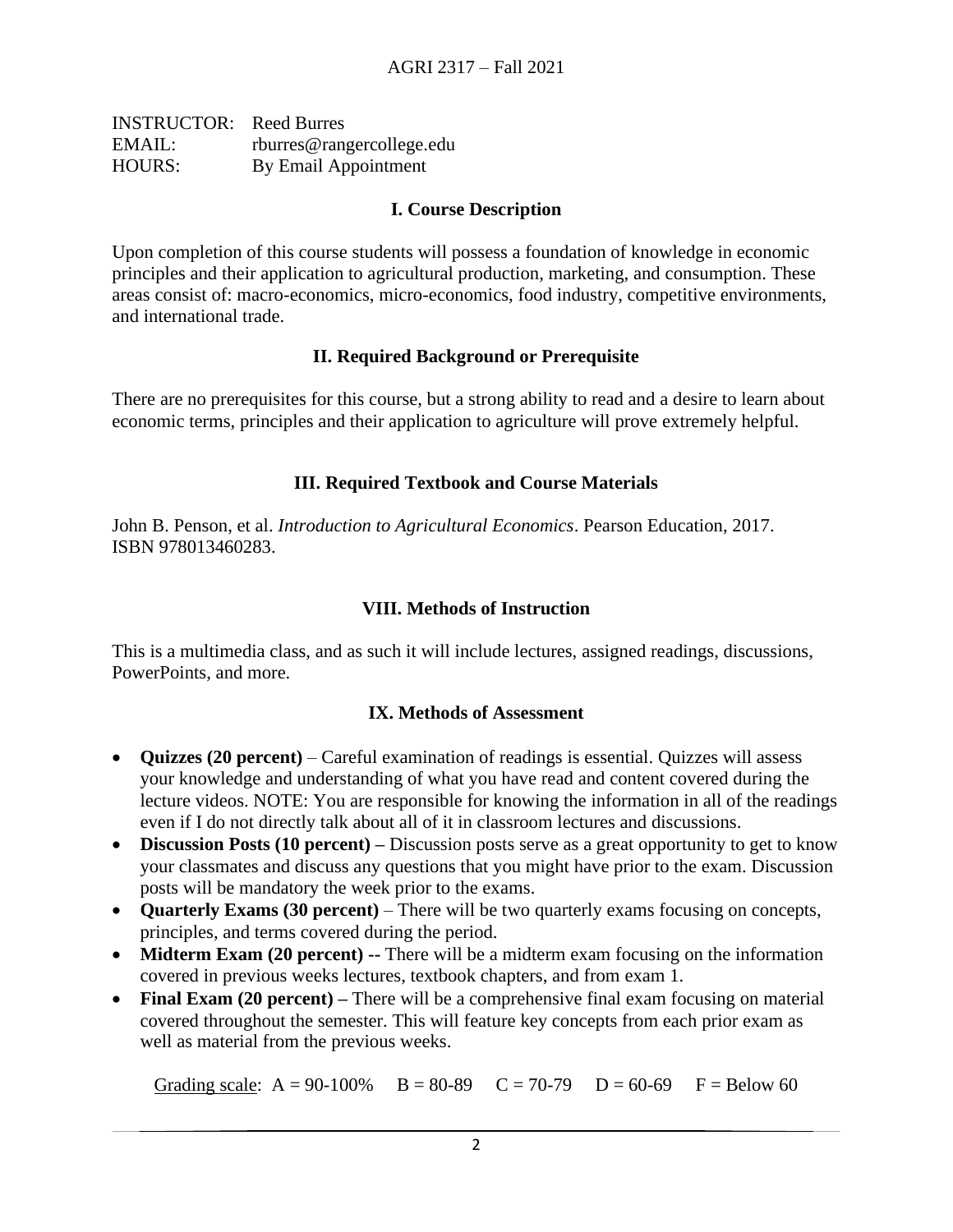AGRI 2317 – Fall 2021

INSTRUCTOR: Reed Burres
EMAIL: rburres@rangercollege.edu
HOURS: By Email Appointment

## I. Course Description

Upon completion of this course students will possess a foundation of knowledge in economic principles and their application to agricultural production, marketing, and consumption. These areas consist of: macro-economics, micro-economics, food industry, competitive environments, and international trade.

## II. Required Background or Prerequisite

There are no prerequisites for this course, but a strong ability to read and a desire to learn about economic terms, principles and their application to agriculture will prove extremely helpful.

## III. Required Textbook and Course Materials

John B. Penson, et al. *Introduction to Agricultural Economics*. Pearson Education, 2017. ISBN 978013460283.

## VIII. Methods of Instruction

This is a multimedia class, and as such it will include lectures, assigned readings, discussions, PowerPoints, and more.

## IX. Methods of Assessment

- **Quizzes (20 percent)** – Careful examination of readings is essential. Quizzes will assess your knowledge and understanding of what you have read and content covered during the lecture videos. NOTE: You are responsible for knowing the information in all of the readings even if I do not directly talk about all of it in classroom lectures and discussions.
- **Discussion Posts (10 percent) –** Discussion posts serve as a great opportunity to get to know your classmates and discuss any questions that you might have prior to the exam. Discussion posts will be mandatory the week prior to the exams.
- **Quarterly Exams (30 percent)** – There will be two quarterly exams focusing on concepts, principles, and terms covered during the period.
- **Midterm Exam (20 percent) --** There will be a midterm exam focusing on the information covered in previous weeks lectures, textbook chapters, and from exam 1.
- **Final Exam (20 percent) –** There will be a comprehensive final exam focusing on material covered throughout the semester. This will feature key concepts from each prior exam as well as material from the previous weeks.

Grading scale: A = 90-100% B = 80-89 C = 70-79 D = 60-69 F = Below 60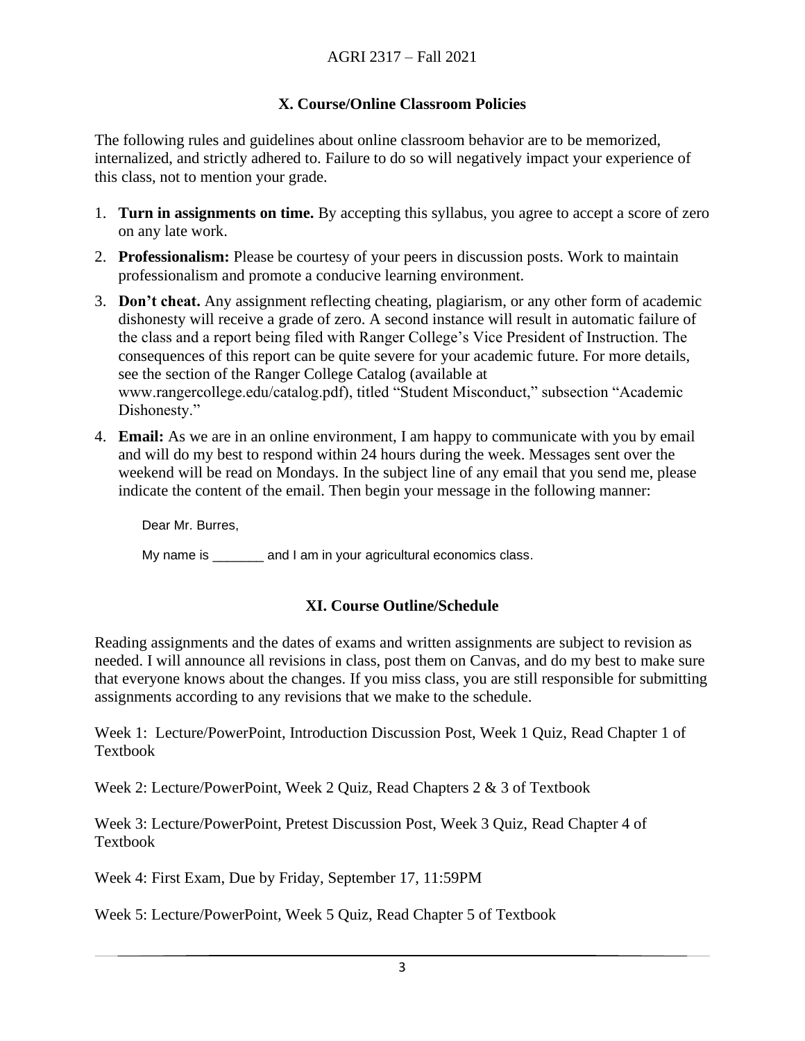## X. Course/Online Classroom Policies

The following rules and guidelines about online classroom behavior are to be memorized, internalized, and strictly adhered to. Failure to do so will negatively impact your experience of this class, not to mention your grade.

1. **Turn in assignments on time.** By accepting this syllabus, you agree to accept a score of zero on any late work.
2. **Professionalism:** Please be courtesy of your peers in discussion posts. Work to maintain professionalism and promote a conducive learning environment.
3. **Don't cheat.** Any assignment reflecting cheating, plagiarism, or any other form of academic dishonesty will receive a grade of zero. A second instance will result in automatic failure of the class and a report being filed with Ranger College's Vice President of Instruction. The consequences of this report can be quite severe for your academic future. For more details, see the section of the Ranger College Catalog (available at www.rangercollege.edu/catalog.pdf), titled "Student Misconduct," subsection "Academic Dishonesty."
4. **Email:** As we are in an online environment, I am happy to communicate with you by email and will do my best to respond within 24 hours during the week. Messages sent over the weekend will be read on Mondays. In the subject line of any email that you send me, please indicate the content of the email. Then begin your message in the following manner:

   Dear Mr. Burres,

   My name is _______ and I am in your agricultural economics class.

## XI. Course Outline/Schedule

Reading assignments and the dates of exams and written assignments are subject to revision as needed. I will announce all revisions in class, post them on Canvas, and do my best to make sure that everyone knows about the changes. If you miss class, you are still responsible for submitting assignments according to any revisions that we make to the schedule.

Week 1: Lecture/PowerPoint, Introduction Discussion Post, Week 1 Quiz, Read Chapter 1 of Textbook

Week 2: Lecture/PowerPoint, Week 2 Quiz, Read Chapters 2 & 3 of Textbook

Week 3: Lecture/PowerPoint, Pretest Discussion Post, Week 3 Quiz, Read Chapter 4 of Textbook

Week 4: First Exam, Due by Friday, September 17, 11:59PM

Week 5: Lecture/PowerPoint, Week 5 Quiz, Read Chapter 5 of Textbook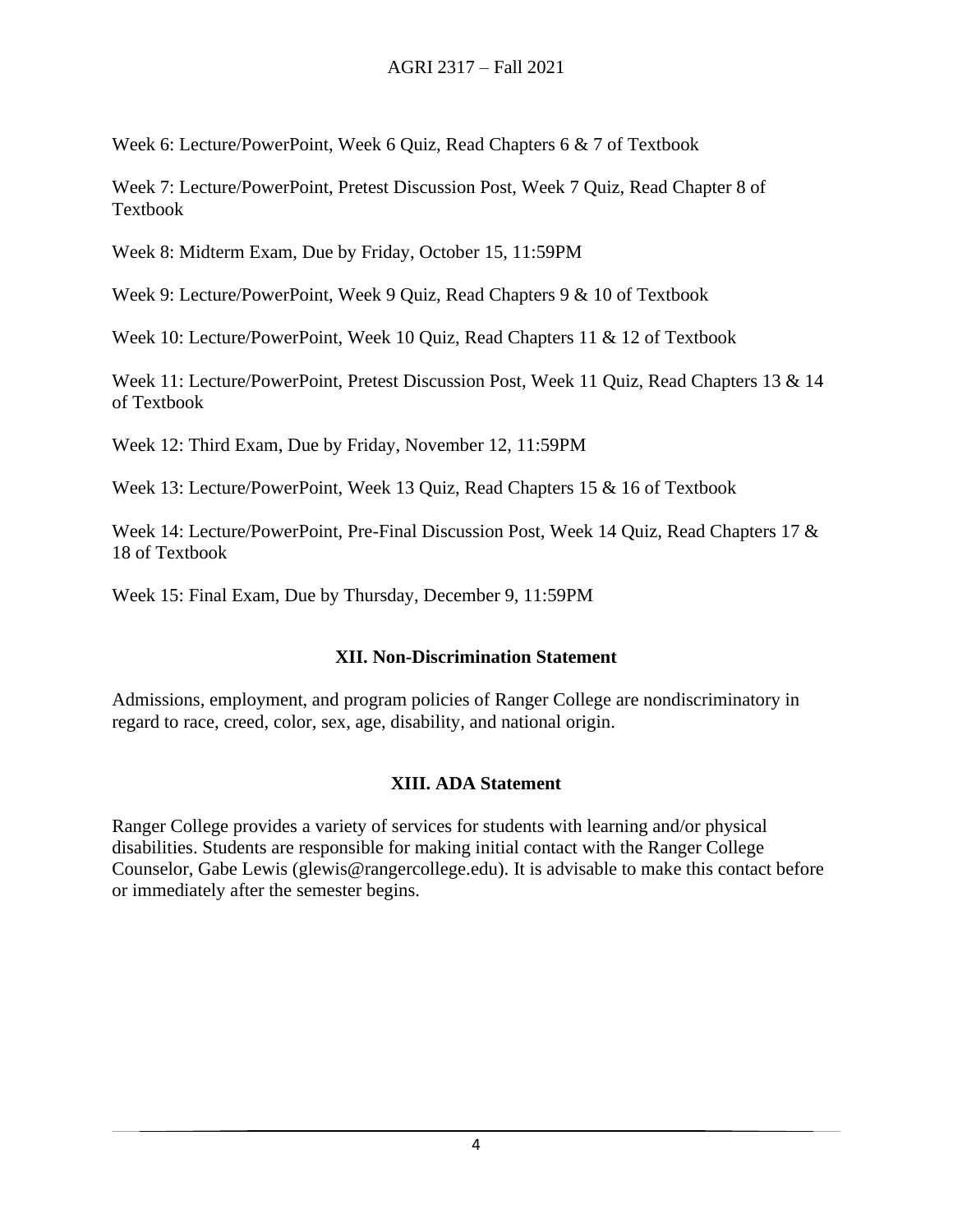Week 6: Lecture/PowerPoint, Week 6 Quiz, Read Chapters 6 & 7 of Textbook

Week 7: Lecture/PowerPoint, Pretest Discussion Post, Week 7 Quiz, Read Chapter 8 of Textbook

Week 8: Midterm Exam, Due by Friday, October 15, 11:59PM

Week 9: Lecture/PowerPoint, Week 9 Quiz, Read Chapters 9 & 10 of Textbook

Week 10: Lecture/PowerPoint, Week 10 Quiz, Read Chapters 11 & 12 of Textbook

Week 11: Lecture/PowerPoint, Pretest Discussion Post, Week 11 Quiz, Read Chapters 13 & 14 of Textbook

Week 12: Third Exam, Due by Friday, November 12, 11:59PM

Week 13: Lecture/PowerPoint, Week 13 Quiz, Read Chapters 15 & 16 of Textbook

Week 14: Lecture/PowerPoint, Pre-Final Discussion Post, Week 14 Quiz, Read Chapters 17 & 18 of Textbook

Week 15: Final Exam, Due by Thursday, December 9, 11:59PM

## XII. Non-Discrimination Statement

Admissions, employment, and program policies of Ranger College are nondiscriminatory in regard to race, creed, color, sex, age, disability, and national origin.

## XIII. ADA Statement

Ranger College provides a variety of services for students with learning and/or physical disabilities. Students are responsible for making initial contact with the Ranger College Counselor, Gabe Lewis (glewis@rangercollege.edu). It is advisable to make this contact before or immediately after the semester begins.